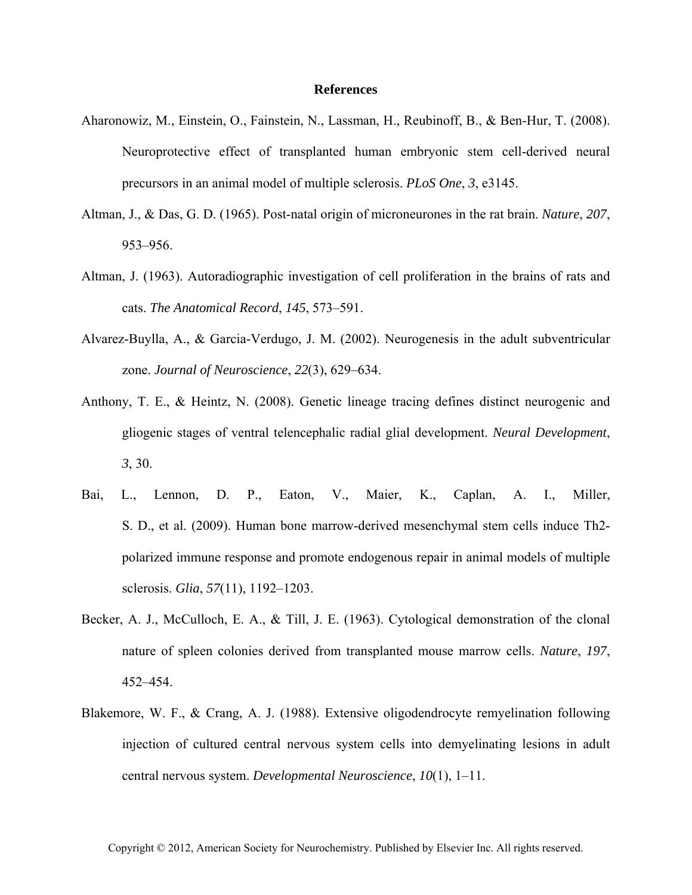# References

Aharonowiz, M., Einstein, O., Fainstein, N., Lassman, H., Reubinoff, B., & Ben-Hur, T. (2008). Neuroprotective effect of transplanted human embryonic stem cell-derived neural precursors in an animal model of multiple sclerosis. *PLoS One*, *3*, e3145.

Altman, J., & Das, G. D. (1965). Post-natal origin of microneurones in the rat brain. *Nature*, *207*, 953–956.

Altman, J. (1963). Autoradiographic investigation of cell proliferation in the brains of rats and cats. *The Anatomical Record*, *145*, 573–591.

Alvarez-Buylla, A., & Garcia-Verdugo, J. M. (2002). Neurogenesis in the adult subventricular zone. *Journal of Neuroscience*, *22*(3), 629–634.

Anthony, T. E., & Heintz, N. (2008). Genetic lineage tracing defines distinct neurogenic and gliogenic stages of ventral telencephalic radial glial development. *Neural Development*, *3*, 30.

Bai, L., Lennon, D. P., Eaton, V., Maier, K., Caplan, A. I., Miller, S. D., et al. (2009). Human bone marrow-derived mesenchymal stem cells induce Th2-polarized immune response and promote endogenous repair in animal models of multiple sclerosis. *Glia*, *57*(11), 1192–1203.

Becker, A. J., McCulloch, E. A., & Till, J. E. (1963). Cytological demonstration of the clonal nature of spleen colonies derived from transplanted mouse marrow cells. *Nature*, *197*, 452–454.

Blakemore, W. F., & Crang, A. J. (1988). Extensive oligodendrocyte remyelination following injection of cultured central nervous system cells into demyelinating lesions in adult central nervous system. *Developmental Neuroscience*, *10*(1), 1–11.

Copyright © 2012, American Society for Neurochemistry. Published by Elsevier Inc. All rights reserved.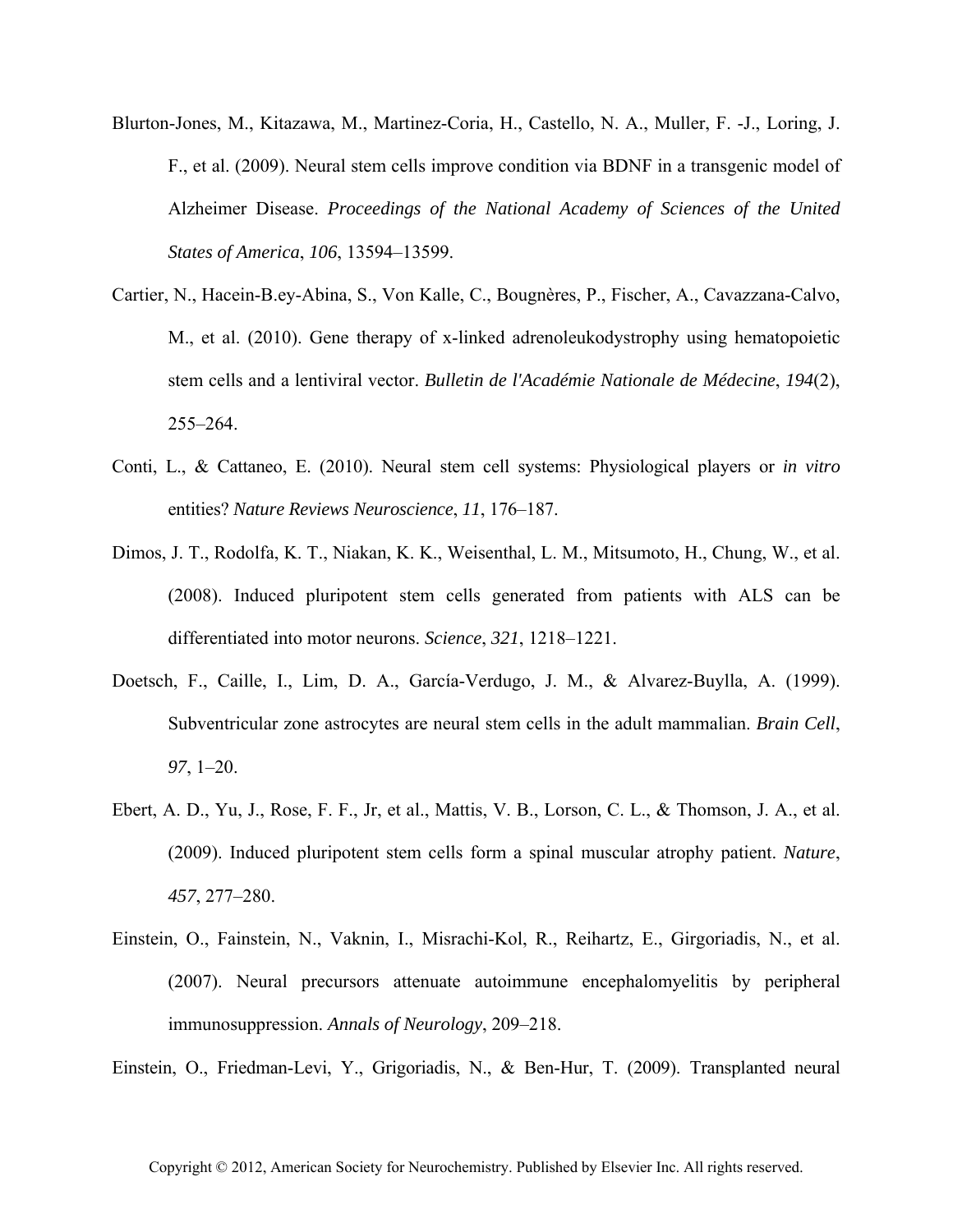Blurton-Jones, M., Kitazawa, M., Martinez-Coria, H., Castello, N. A., Muller, F. -J., Loring, J. F., et al. (2009). Neural stem cells improve condition via BDNF in a transgenic model of Alzheimer Disease. *Proceedings of the National Academy of Sciences of the United States of America*, *106*, 13594–13599.

Cartier, N., Hacein-B.ey-Abina, S., Von Kalle, C., Bougnères, P., Fischer, A., Cavazzana-Calvo, M., et al. (2010). Gene therapy of x-linked adrenoleukodystrophy using hematopoietic stem cells and a lentiviral vector. *Bulletin de l'Académie Nationale de Médecine*, *194*(2), 255–264.

Conti, L., & Cattaneo, E. (2010). Neural stem cell systems: Physiological players or *in vitro* entities? *Nature Reviews Neuroscience*, *11*, 176–187.

Dimos, J. T., Rodolfa, K. T., Niakan, K. K., Weisenthal, L. M., Mitsumoto, H., Chung, W., et al. (2008). Induced pluripotent stem cells generated from patients with ALS can be differentiated into motor neurons. *Science*, *321*, 1218–1221.

Doetsch, F., Caille, I., Lim, D. A., García-Verdugo, J. M., & Alvarez-Buylla, A. (1999). Subventricular zone astrocytes are neural stem cells in the adult mammalian. *Brain Cell*, *97*, 1–20.

Ebert, A. D., Yu, J., Rose, F. F., Jr, et al., Mattis, V. B., Lorson, C. L., & Thomson, J. A., et al. (2009). Induced pluripotent stem cells form a spinal muscular atrophy patient. *Nature*, *457*, 277–280.

Einstein, O., Fainstein, N., Vaknin, I., Misrachi-Kol, R., Reihartz, E., Girgoriadis, N., et al. (2007). Neural precursors attenuate autoimmune encephalomyelitis by peripheral immunosuppression. *Annals of Neurology*, 209–218.

Einstein, O., Friedman-Levi, Y., Grigoriadis, N., & Ben-Hur, T. (2009). Transplanted neural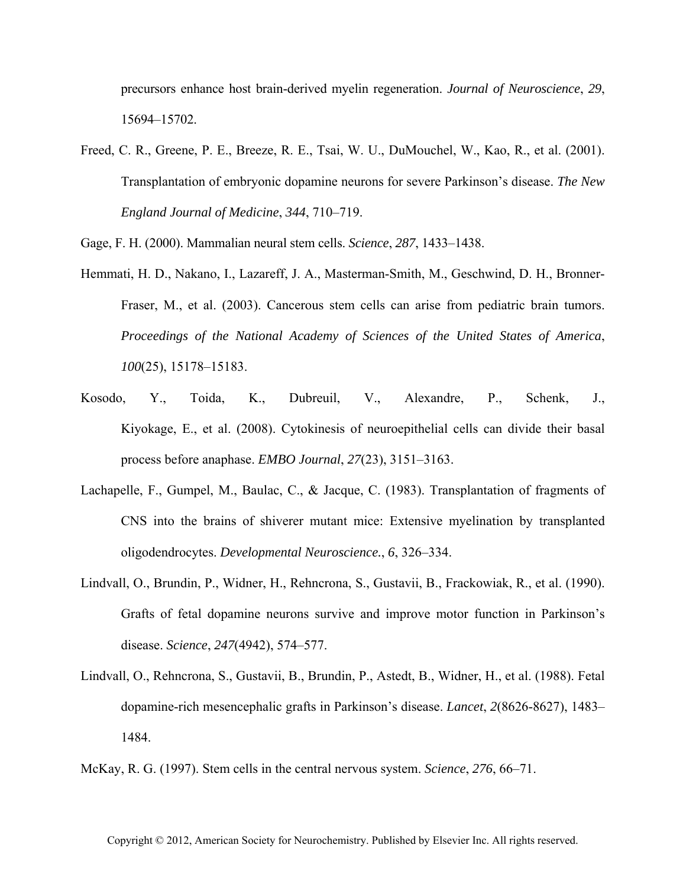precursors enhance host brain-derived myelin regeneration. *Journal of Neuroscience*, *29*, 15694–15702.

Freed, C. R., Greene, P. E., Breeze, R. E., Tsai, W. U., DuMouchel, W., Kao, R., et al. (2001). Transplantation of embryonic dopamine neurons for severe Parkinson's disease. *The New England Journal of Medicine*, *344*, 710–719.

Gage, F. H. (2000). Mammalian neural stem cells. *Science*, *287*, 1433–1438.

Hemmati, H. D., Nakano, I., Lazareff, J. A., Masterman-Smith, M., Geschwind, D. H., Bronner-Fraser, M., et al. (2003). Cancerous stem cells can arise from pediatric brain tumors. *Proceedings of the National Academy of Sciences of the United States of America*, *100*(25), 15178–15183.

Kosodo, Y., Toida, K., Dubreuil, V., Alexandre, P., Schenk, J., Kiyokage, E., et al. (2008). Cytokinesis of neuroepithelial cells can divide their basal process before anaphase. *EMBO Journal*, *27*(23), 3151–3163.

Lachapelle, F., Gumpel, M., Baulac, C., & Jacque, C. (1983). Transplantation of fragments of CNS into the brains of shiverer mutant mice: Extensive myelination by transplanted oligodendrocytes. *Developmental Neuroscience.*, *6*, 326–334.

Lindvall, O., Brundin, P., Widner, H., Rehncrona, S., Gustavii, B., Frackowiak, R., et al. (1990). Grafts of fetal dopamine neurons survive and improve motor function in Parkinson's disease. *Science*, *247*(4942), 574–577.

Lindvall, O., Rehncrona, S., Gustavii, B., Brundin, P., Astedt, B., Widner, H., et al. (1988). Fetal dopamine-rich mesencephalic grafts in Parkinson's disease. *Lancet*, *2*(8626-8627), 1483–1484.

McKay, R. G. (1997). Stem cells in the central nervous system. *Science*, *276*, 66–71.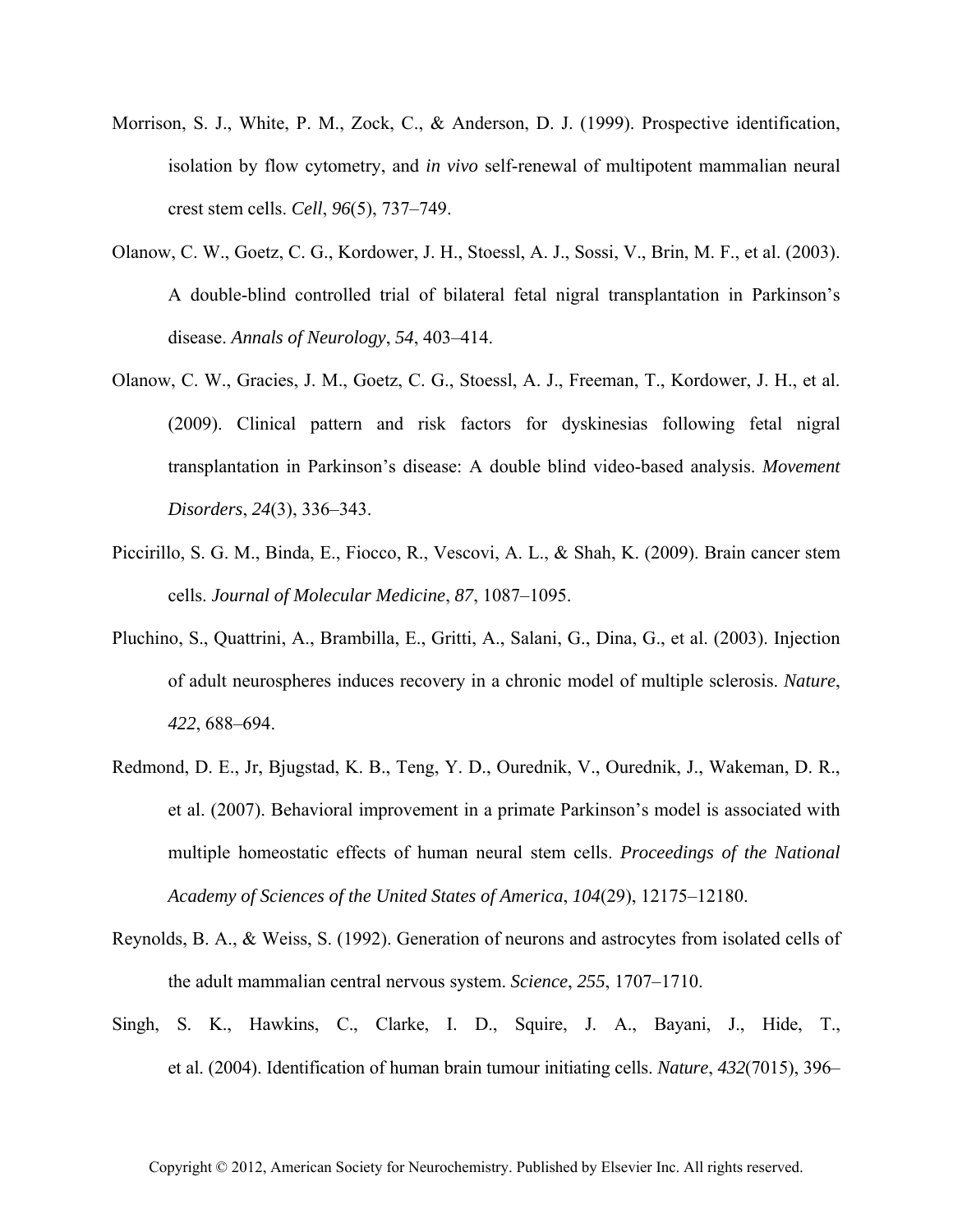Morrison, S. J., White, P. M., Zock, C., & Anderson, D. J. (1999). Prospective identification, isolation by flow cytometry, and *in vivo* self-renewal of multipotent mammalian neural crest stem cells. *Cell*, *96*(5), 737–749.

Olanow, C. W., Goetz, C. G., Kordower, J. H., Stoessl, A. J., Sossi, V., Brin, M. F., et al. (2003). A double-blind controlled trial of bilateral fetal nigral transplantation in Parkinson's disease. *Annals of Neurology*, *54*, 403–414.

Olanow, C. W., Gracies, J. M., Goetz, C. G., Stoessl, A. J., Freeman, T., Kordower, J. H., et al. (2009). Clinical pattern and risk factors for dyskinesias following fetal nigral transplantation in Parkinson's disease: A double blind video-based analysis. *Movement Disorders*, *24*(3), 336–343.

Piccirillo, S. G. M., Binda, E., Fiocco, R., Vescovi, A. L., & Shah, K. (2009). Brain cancer stem cells. *Journal of Molecular Medicine*, *87*, 1087–1095.

Pluchino, S., Quattrini, A., Brambilla, E., Gritti, A., Salani, G., Dina, G., et al. (2003). Injection of adult neurospheres induces recovery in a chronic model of multiple sclerosis. *Nature*, *422*, 688–694.

Redmond, D. E., Jr, Bjugstad, K. B., Teng, Y. D., Ourednik, V., Ourednik, J., Wakeman, D. R., et al. (2007). Behavioral improvement in a primate Parkinson's model is associated with multiple homeostatic effects of human neural stem cells. *Proceedings of the National Academy of Sciences of the United States of America*, *104*(29), 12175–12180.

Reynolds, B. A., & Weiss, S. (1992). Generation of neurons and astrocytes from isolated cells of the adult mammalian central nervous system. *Science*, *255*, 1707–1710.

Singh, S. K., Hawkins, C., Clarke, I. D., Squire, J. A., Bayani, J., Hide, T., et al. (2004). Identification of human brain tumour initiating cells. *Nature*, *432*(7015), 396–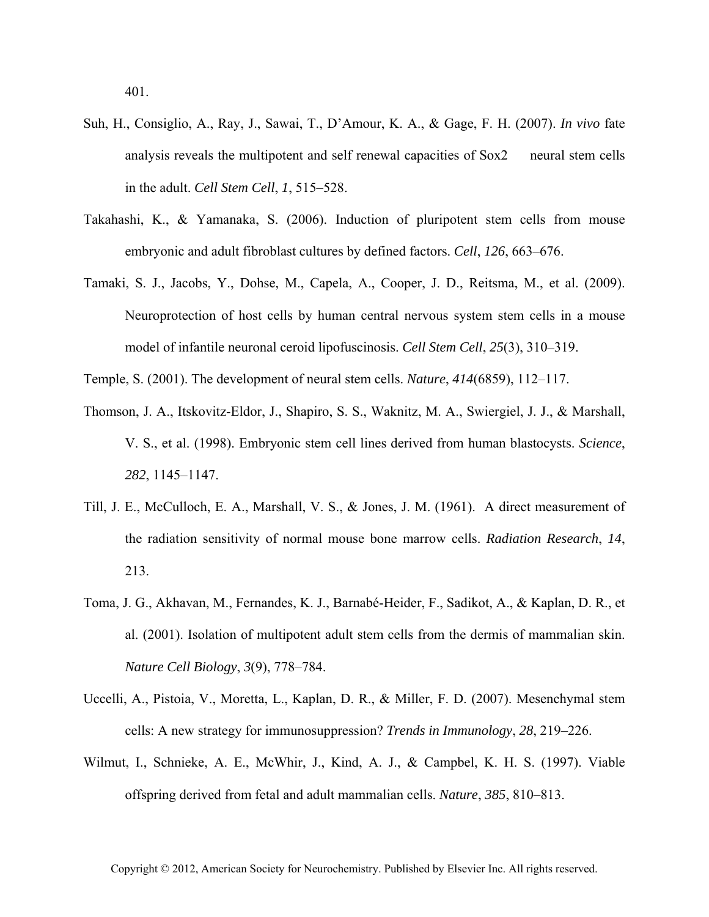401.

Suh, H., Consiglio, A., Ray, J., Sawai, T., D'Amour, K. A., & Gage, F. H. (2007). *In vivo* fate analysis reveals the multipotent and self renewal capacities of Sox2 neural stem cells in the adult. *Cell Stem Cell*, *1*, 515–528.

Takahashi, K., & Yamanaka, S. (2006). Induction of pluripotent stem cells from mouse embryonic and adult fibroblast cultures by defined factors. *Cell*, *126*, 663–676.

Tamaki, S. J., Jacobs, Y., Dohse, M., Capela, A., Cooper, J. D., Reitsma, M., et al. (2009). Neuroprotection of host cells by human central nervous system stem cells in a mouse model of infantile neuronal ceroid lipofuscinosis. *Cell Stem Cell*, *25*(3), 310–319.

Temple, S. (2001). The development of neural stem cells. *Nature*, *414*(6859), 112–117.

Thomson, J. A., Itskovitz-Eldor, J., Shapiro, S. S., Waknitz, M. A., Swiergiel, J. J., & Marshall, V. S., et al. (1998). Embryonic stem cell lines derived from human blastocysts. *Science*, *282*, 1145–1147.

Till, J. E., McCulloch, E. A., Marshall, V. S., & Jones, J. M. (1961). A direct measurement of the radiation sensitivity of normal mouse bone marrow cells. *Radiation Research*, *14*, 213.

Toma, J. G., Akhavan, M., Fernandes, K. J., Barnabé-Heider, F., Sadikot, A., & Kaplan, D. R., et al. (2001). Isolation of multipotent adult stem cells from the dermis of mammalian skin. *Nature Cell Biology*, *3*(9), 778–784.

Uccelli, A., Pistoia, V., Moretta, L., Kaplan, D. R., & Miller, F. D. (2007). Mesenchymal stem cells: A new strategy for immunosuppression? *Trends in Immunology*, *28*, 219–226.

Wilmut, I., Schnieke, A. E., McWhir, J., Kind, A. J., & Campbel, K. H. S. (1997). Viable offspring derived from fetal and adult mammalian cells. *Nature*, *385*, 810–813.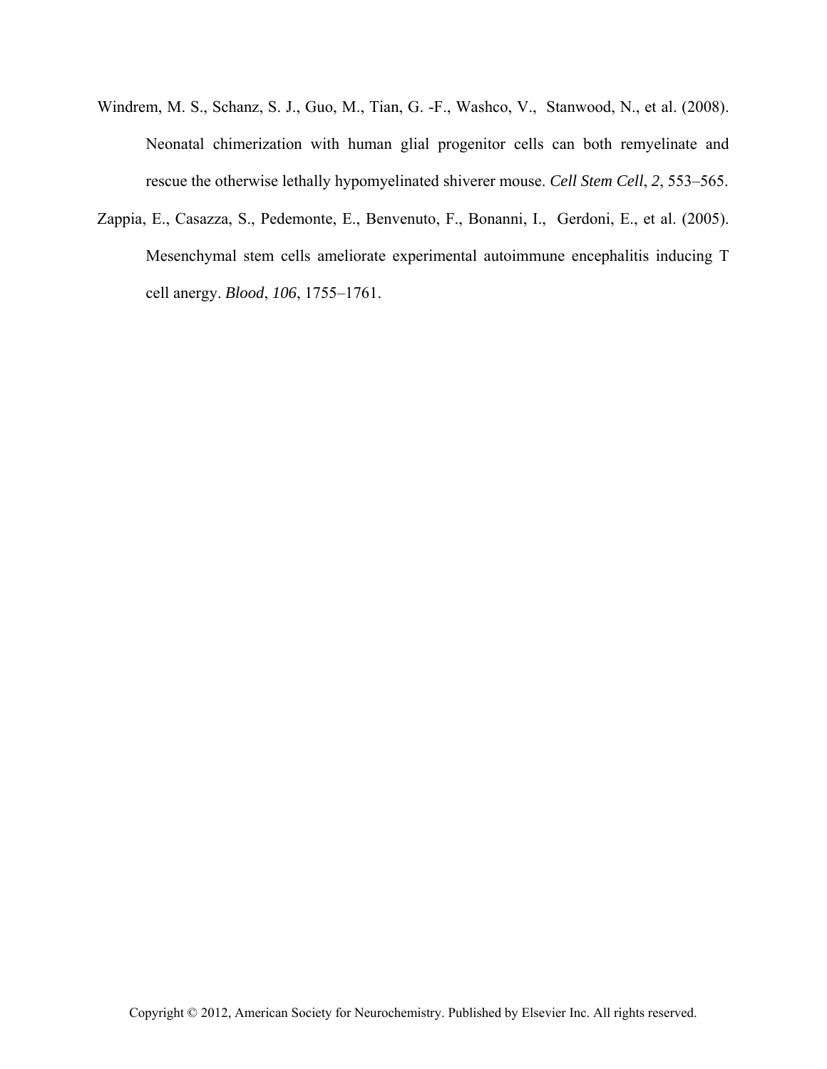Windrem, M. S., Schanz, S. J., Guo, M., Tian, G. -F., Washco, V., Stanwood, N., et al. (2008). Neonatal chimerization with human glial progenitor cells can both remyelinate and rescue the otherwise lethally hypomyelinated shiverer mouse. *Cell Stem Cell*, *2*, 553–565.

Zappia, E., Casazza, S., Pedemonte, E., Benvenuto, F., Bonanni, I., Gerdoni, E., et al. (2005). Mesenchymal stem cells ameliorate experimental autoimmune encephalitis inducing T cell anergy. *Blood*, *106*, 1755–1761.

Copyright © 2012, American Society for Neurochemistry. Published by Elsevier Inc. All rights reserved.